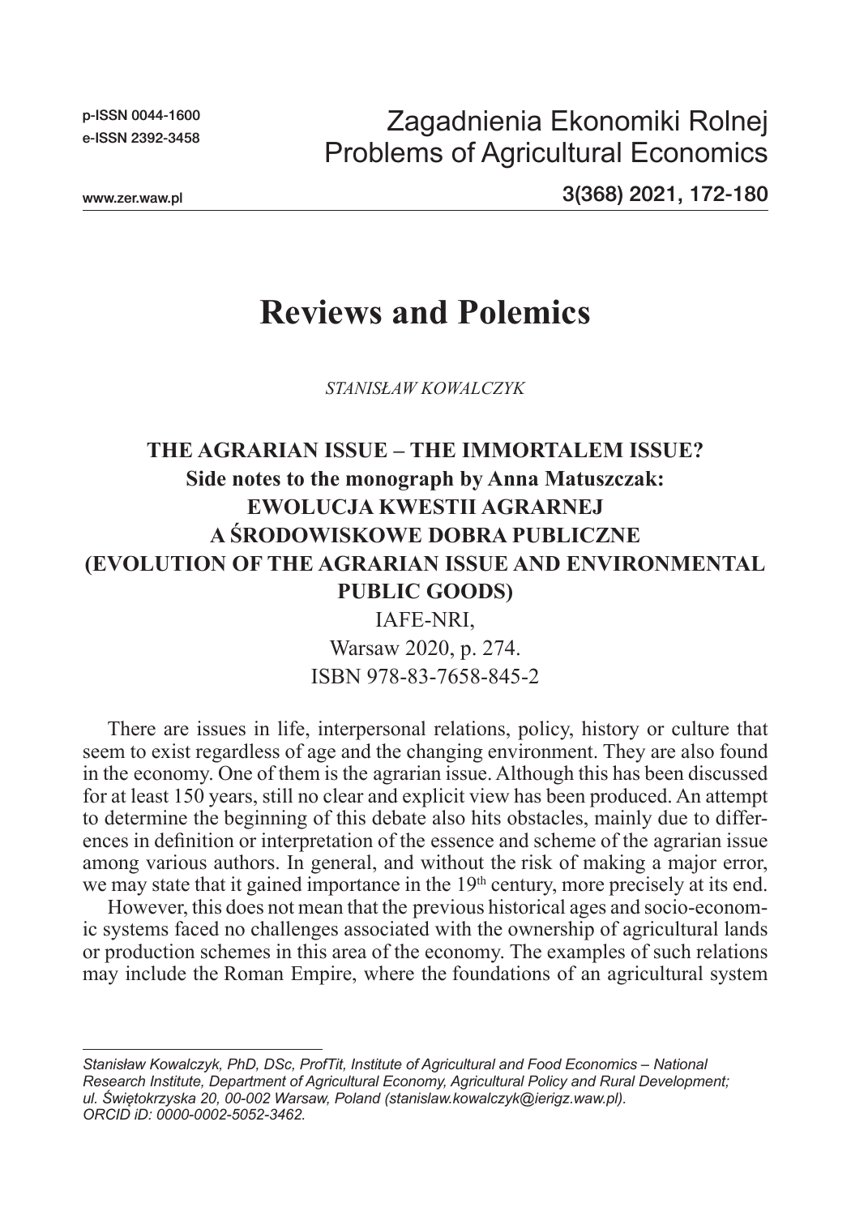# Reviews and Polemics

*STANISŁAW KOWALCZYK*

## THE AGRARIAN ISSUE – THE IMMORTALEM ISSUE? Side notes to the monograph by Anna Matuszczak: EWOLUCJA KWESTII AGRARNEJ A ŚRODOWISKOWE DOBRA PUBLICZNE (EVOLUTION OF THE AGRARIAN ISSUE AND ENVIRONMENTAL PUBLIC GOODS)

IAFE-NRI,
Warsaw 2020, p. 274.
ISBN 978-83-7658-845-2

There are issues in life, interpersonal relations, policy, history or culture that seem to exist regardless of age and the changing environment. They are also found in the economy. One of them is the agrarian issue. Although this has been discussed for at least 150 years, still no clear and explicit view has been produced. An attempt to determine the beginning of this debate also hits obstacles, mainly due to differences in definition or interpretation of the essence and scheme of the agrarian issue among various authors. In general, and without the risk of making a major error, we may state that it gained importance in the 19th century, more precisely at its end.

However, this does not mean that the previous historical ages and socio-economic systems faced no challenges associated with the ownership of agricultural lands or production schemes in this area of the economy. The examples of such relations may include the Roman Empire, where the foundations of an agricultural system

---

*Stanisław Kowalczyk, PhD, DSc, ProfTit, Institute of Agricultural and Food Economics – National Research Institute, Department of Agricultural Economy, Agricultural Policy and Rural Development; ul. Świętokrzyska 20, 00-002 Warsaw, Poland (stanislaw.kowalczyk@ierigz.waw.pl). ORCID iD: 0000-0002-5052-3462.*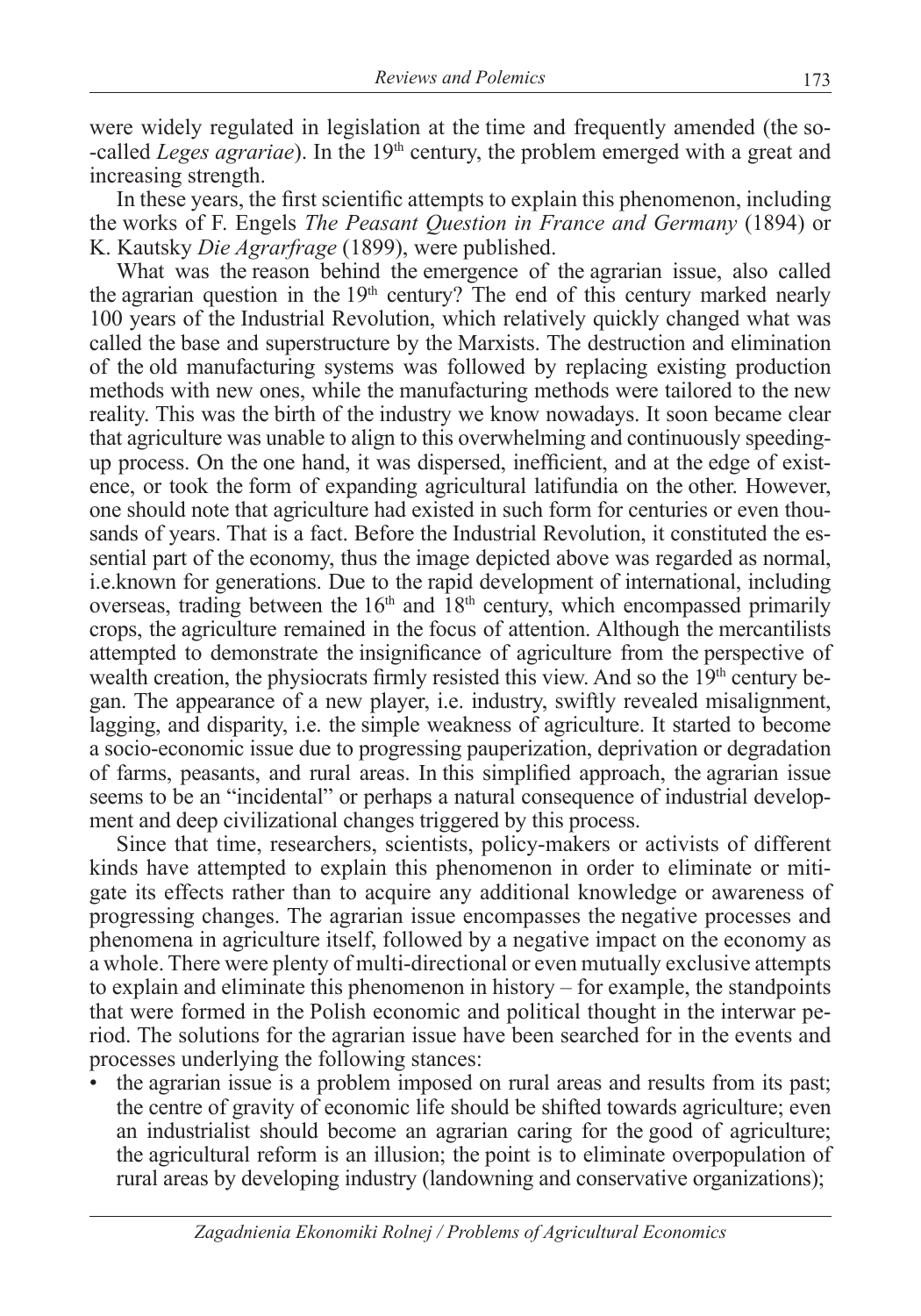were widely regulated in legislation at the time and frequently amended (the so-called *Leges agrariae*). In the 19th century, the problem emerged with a great and increasing strength.

In these years, the first scientific attempts to explain this phenomenon, including the works of F. Engels *The Peasant Question in France and Germany* (1894) or K. Kautsky *Die Agrarfrage* (1899), were published.

What was the reason behind the emergence of the agrarian issue, also called the agrarian question in the 19th century? The end of this century marked nearly 100 years of the Industrial Revolution, which relatively quickly changed what was called the base and superstructure by the Marxists. The destruction and elimination of the old manufacturing systems was followed by replacing existing production methods with new ones, while the manufacturing methods were tailored to the new reality. This was the birth of the industry we know nowadays. It soon became clear that agriculture was unable to align to this overwhelming and continuously speeding-up process. On the one hand, it was dispersed, inefficient, and at the edge of existence, or took the form of expanding agricultural latifundia on the other. However, one should note that agriculture had existed in such form for centuries or even thousands of years. That is a fact. Before the Industrial Revolution, it constituted the essential part of the economy, thus the image depicted above was regarded as normal, i.e.known for generations. Due to the rapid development of international, including overseas, trading between the 16th and 18th century, which encompassed primarily crops, the agriculture remained in the focus of attention. Although the mercantilists attempted to demonstrate the insignificance of agriculture from the perspective of wealth creation, the physiocrats firmly resisted this view. And so the 19th century began. The appearance of a new player, i.e. industry, swiftly revealed misalignment, lagging, and disparity, i.e. the simple weakness of agriculture. It started to become a socio-economic issue due to progressing pauperization, deprivation or degradation of farms, peasants, and rural areas. In this simplified approach, the agrarian issue seems to be an "incidental" or perhaps a natural consequence of industrial development and deep civilizational changes triggered by this process.

Since that time, researchers, scientists, policy-makers or activists of different kinds have attempted to explain this phenomenon in order to eliminate or mitigate its effects rather than to acquire any additional knowledge or awareness of progressing changes. The agrarian issue encompasses the negative processes and phenomena in agriculture itself, followed by a negative impact on the economy as a whole. There were plenty of multi-directional or even mutually exclusive attempts to explain and eliminate this phenomenon in history – for example, the standpoints that were formed in the Polish economic and political thought in the interwar period. The solutions for the agrarian issue have been searched for in the events and processes underlying the following stances:

- the agrarian issue is a problem imposed on rural areas and results from its past; the centre of gravity of economic life should be shifted towards agriculture; even an industrialist should become an agrarian caring for the good of agriculture; the agricultural reform is an illusion; the point is to eliminate overpopulation of rural areas by developing industry (landowning and conservative organizations);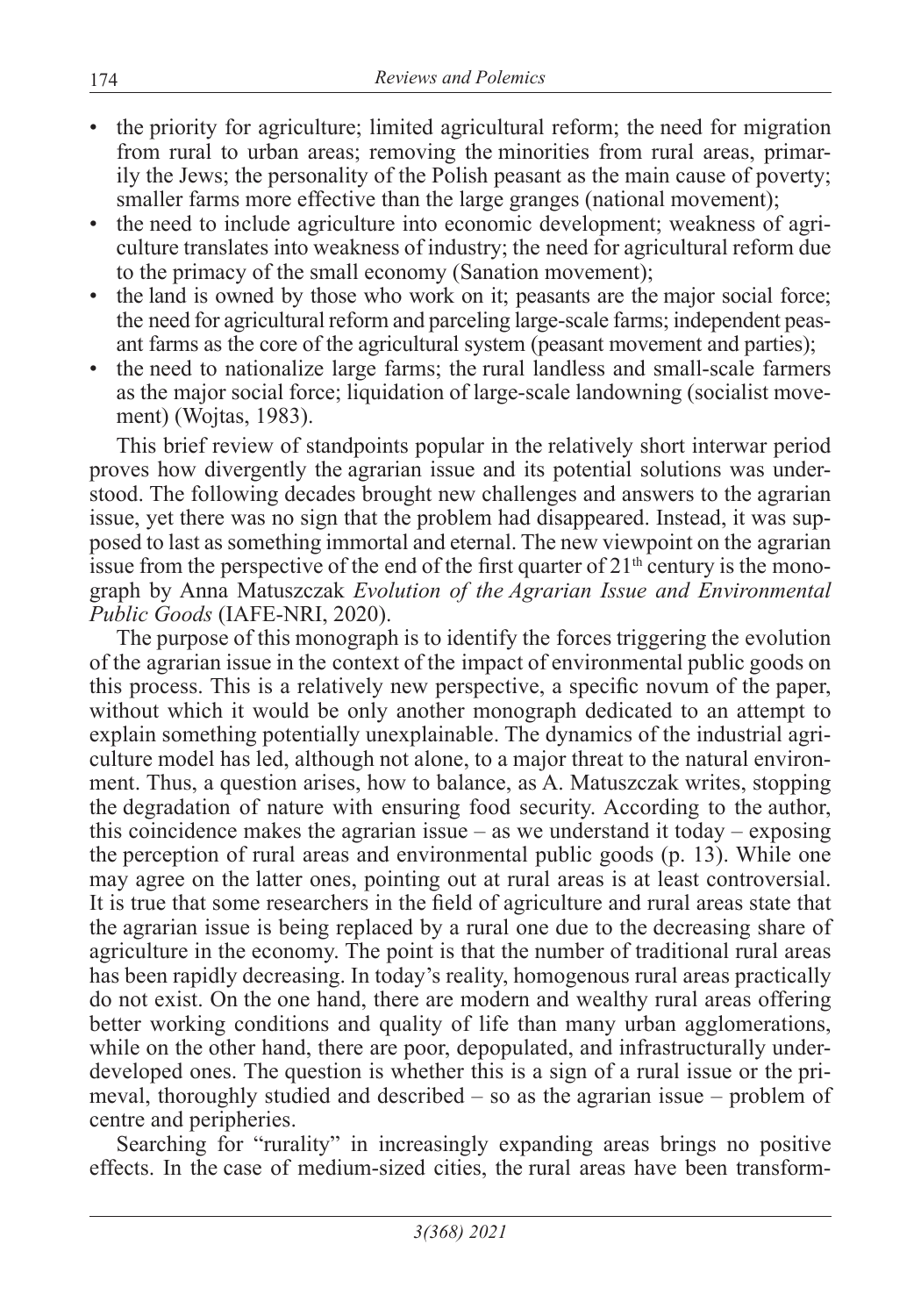- the priority for agriculture; limited agricultural reform; the need for migration from rural to urban areas; removing the minorities from rural areas, primarily the Jews; the personality of the Polish peasant as the main cause of poverty; smaller farms more effective than the large granges (national movement);
- the need to include agriculture into economic development; weakness of agriculture translates into weakness of industry; the need for agricultural reform due to the primacy of the small economy (Sanation movement);
- the land is owned by those who work on it; peasants are the major social force; the need for agricultural reform and parceling large-scale farms; independent peasant farms as the core of the agricultural system (peasant movement and parties);
- the need to nationalize large farms; the rural landless and small-scale farmers as the major social force; liquidation of large-scale landowning (socialist movement) (Wojtas, 1983).

This brief review of standpoints popular in the relatively short interwar period proves how divergently the agrarian issue and its potential solutions was understood. The following decades brought new challenges and answers to the agrarian issue, yet there was no sign that the problem had disappeared. Instead, it was supposed to last as something immortal and eternal. The new viewpoint on the agrarian issue from the perspective of the end of the first quarter of 21th century is the monograph by Anna Matuszczak *Evolution of the Agrarian Issue and Environmental Public Goods* (IAFE-NRI, 2020).

The purpose of this monograph is to identify the forces triggering the evolution of the agrarian issue in the context of the impact of environmental public goods on this process. This is a relatively new perspective, a specific novum of the paper, without which it would be only another monograph dedicated to an attempt to explain something potentially unexplainable. The dynamics of the industrial agriculture model has led, although not alone, to a major threat to the natural environment. Thus, a question arises, how to balance, as A. Matuszczak writes, stopping the degradation of nature with ensuring food security. According to the author, this coincidence makes the agrarian issue – as we understand it today – exposing the perception of rural areas and environmental public goods (p. 13). While one may agree on the latter ones, pointing out at rural areas is at least controversial. It is true that some researchers in the field of agriculture and rural areas state that the agrarian issue is being replaced by a rural one due to the decreasing share of agriculture in the economy. The point is that the number of traditional rural areas has been rapidly decreasing. In today's reality, homogenous rural areas practically do not exist. On the one hand, there are modern and wealthy rural areas offering better working conditions and quality of life than many urban agglomerations, while on the other hand, there are poor, depopulated, and infrastructurally underdeveloped ones. The question is whether this is a sign of a rural issue or the primeval, thoroughly studied and described – so as the agrarian issue – problem of centre and peripheries.

Searching for "rurality" in increasingly expanding areas brings no positive effects. In the case of medium-sized cities, the rural areas have been transform-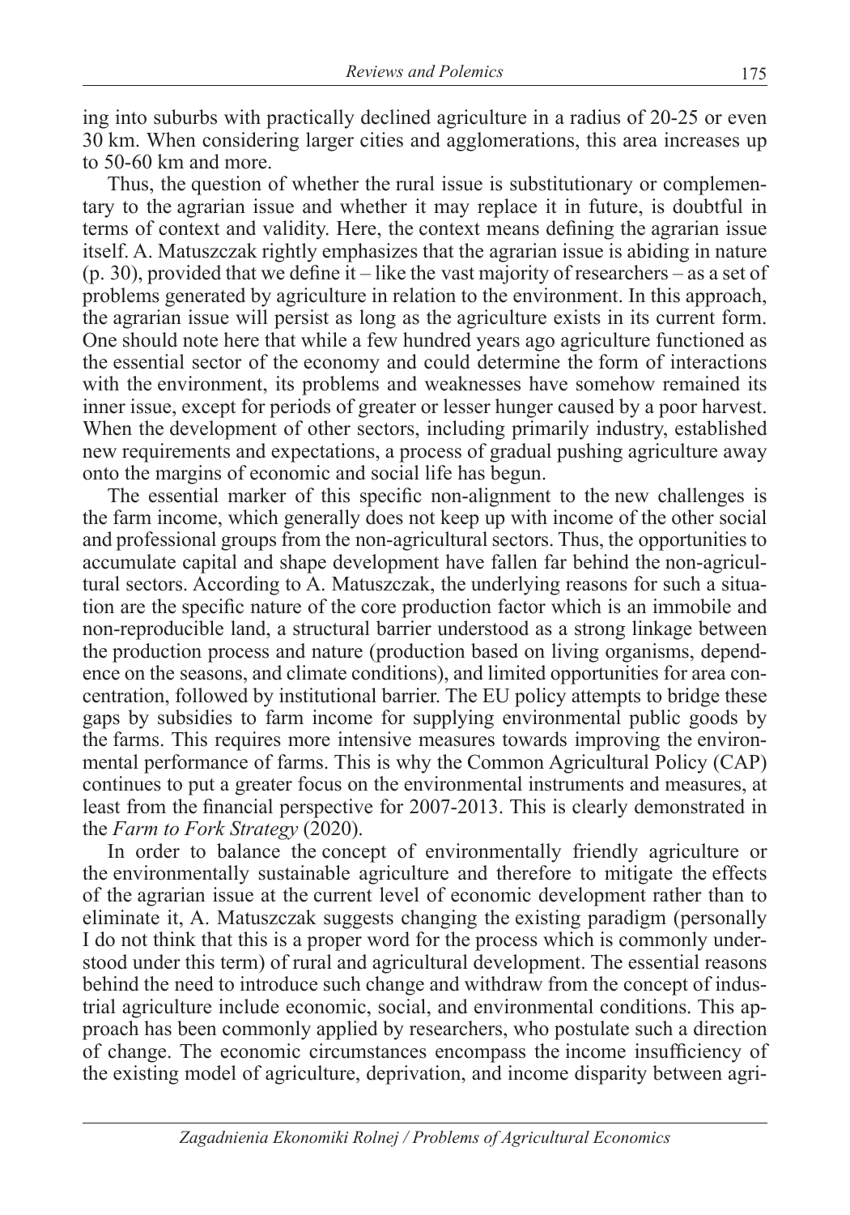ing into suburbs with practically declined agriculture in a radius of 20-25 or even 30 km. When considering larger cities and agglomerations, this area increases up to 50-60 km and more.

Thus, the question of whether the rural issue is substitutionary or complementary to the agrarian issue and whether it may replace it in future, is doubtful in terms of context and validity. Here, the context means defining the agrarian issue itself. A. Matuszczak rightly emphasizes that the agrarian issue is abiding in nature (p. 30), provided that we define it – like the vast majority of researchers – as a set of problems generated by agriculture in relation to the environment. In this approach, the agrarian issue will persist as long as the agriculture exists in its current form. One should note here that while a few hundred years ago agriculture functioned as the essential sector of the economy and could determine the form of interactions with the environment, its problems and weaknesses have somehow remained its inner issue, except for periods of greater or lesser hunger caused by a poor harvest. When the development of other sectors, including primarily industry, established new requirements and expectations, a process of gradual pushing agriculture away onto the margins of economic and social life has begun.

The essential marker of this specific non-alignment to the new challenges is the farm income, which generally does not keep up with income of the other social and professional groups from the non-agricultural sectors. Thus, the opportunities to accumulate capital and shape development have fallen far behind the non-agricultural sectors. According to A. Matuszczak, the underlying reasons for such a situation are the specific nature of the core production factor which is an immobile and non-reproducible land, a structural barrier understood as a strong linkage between the production process and nature (production based on living organisms, dependence on the seasons, and climate conditions), and limited opportunities for area concentration, followed by institutional barrier. The EU policy attempts to bridge these gaps by subsidies to farm income for supplying environmental public goods by the farms. This requires more intensive measures towards improving the environmental performance of farms. This is why the Common Agricultural Policy (CAP) continues to put a greater focus on the environmental instruments and measures, at least from the financial perspective for 2007-2013. This is clearly demonstrated in the *Farm to Fork Strategy* (2020).

In order to balance the concept of environmentally friendly agriculture or the environmentally sustainable agriculture and therefore to mitigate the effects of the agrarian issue at the current level of economic development rather than to eliminate it, A. Matuszczak suggests changing the existing paradigm (personally I do not think that this is a proper word for the process which is commonly understood under this term) of rural and agricultural development. The essential reasons behind the need to introduce such change and withdraw from the concept of industrial agriculture include economic, social, and environmental conditions. This approach has been commonly applied by researchers, who postulate such a direction of change. The economic circumstances encompass the income insufficiency of the existing model of agriculture, deprivation, and income disparity between agri-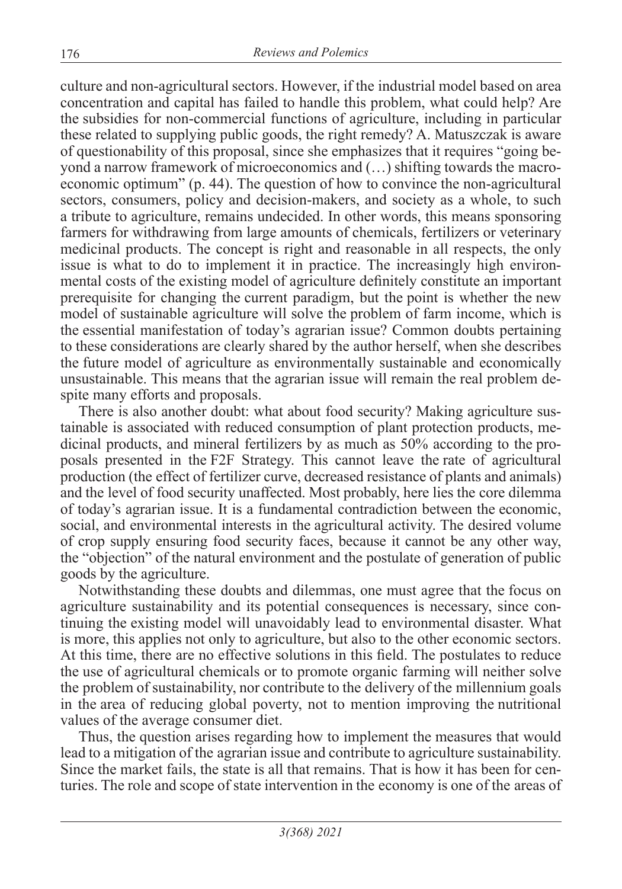culture and non-agricultural sectors. However, if the industrial model based on area concentration and capital has failed to handle this problem, what could help? Are the subsidies for non-commercial functions of agriculture, including in particular these related to supplying public goods, the right remedy? A. Matuszczak is aware of questionability of this proposal, since she emphasizes that it requires "going beyond a narrow framework of microeconomics and (…) shifting towards the macroeconomic optimum" (p. 44). The question of how to convince the non-agricultural sectors, consumers, policy and decision-makers, and society as a whole, to such a tribute to agriculture, remains undecided. In other words, this means sponsoring farmers for withdrawing from large amounts of chemicals, fertilizers or veterinary medicinal products. The concept is right and reasonable in all respects, the only issue is what to do to implement it in practice. The increasingly high environmental costs of the existing model of agriculture definitely constitute an important prerequisite for changing the current paradigm, but the point is whether the new model of sustainable agriculture will solve the problem of farm income, which is the essential manifestation of today's agrarian issue? Common doubts pertaining to these considerations are clearly shared by the author herself, when she describes the future model of agriculture as environmentally sustainable and economically unsustainable. This means that the agrarian issue will remain the real problem despite many efforts and proposals.

There is also another doubt: what about food security? Making agriculture sustainable is associated with reduced consumption of plant protection products, medicinal products, and mineral fertilizers by as much as 50% according to the proposals presented in the F2F Strategy. This cannot leave the rate of agricultural production (the effect of fertilizer curve, decreased resistance of plants and animals) and the level of food security unaffected. Most probably, here lies the core dilemma of today's agrarian issue. It is a fundamental contradiction between the economic, social, and environmental interests in the agricultural activity. The desired volume of crop supply ensuring food security faces, because it cannot be any other way, the "objection" of the natural environment and the postulate of generation of public goods by the agriculture.

Notwithstanding these doubts and dilemmas, one must agree that the focus on agriculture sustainability and its potential consequences is necessary, since continuing the existing model will unavoidably lead to environmental disaster. What is more, this applies not only to agriculture, but also to the other economic sectors. At this time, there are no effective solutions in this field. The postulates to reduce the use of agricultural chemicals or to promote organic farming will neither solve the problem of sustainability, nor contribute to the delivery of the millennium goals in the area of reducing global poverty, not to mention improving the nutritional values of the average consumer diet.

Thus, the question arises regarding how to implement the measures that would lead to a mitigation of the agrarian issue and contribute to agriculture sustainability. Since the market fails, the state is all that remains. That is how it has been for centuries. The role and scope of state intervention in the economy is one of the areas of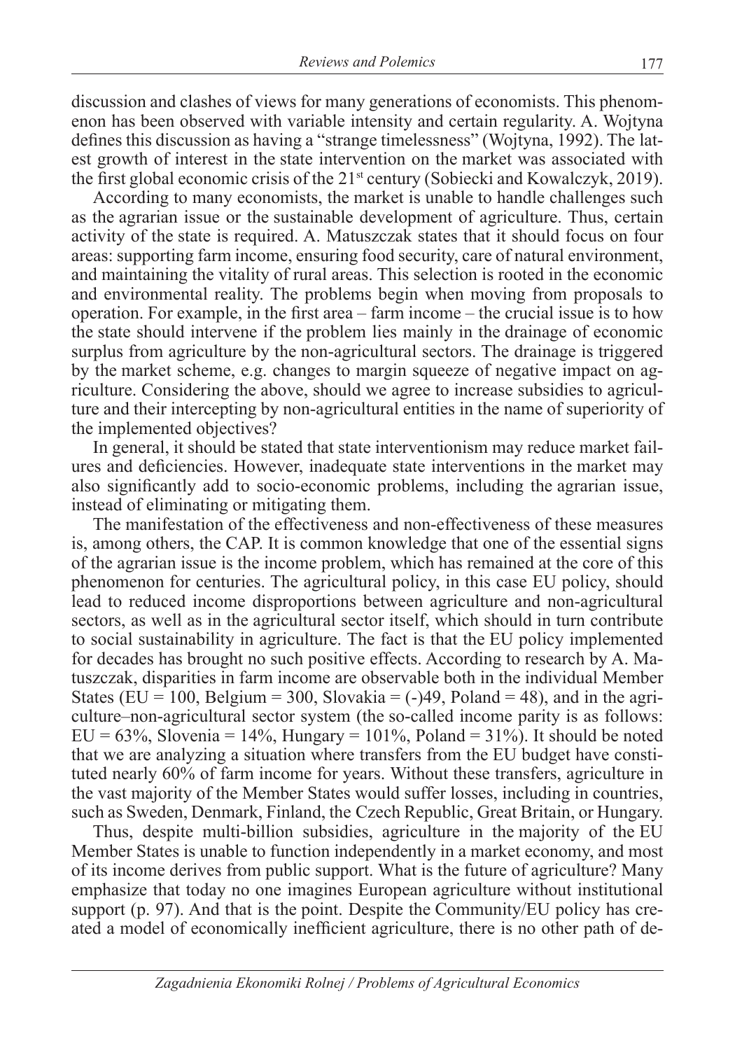discussion and clashes of views for many generations of economists. This phenomenon has been observed with variable intensity and certain regularity. A. Wojtyna defines this discussion as having a "strange timelessness" (Wojtyna, 1992). The latest growth of interest in the state intervention on the market was associated with the first global economic crisis of the 21st century (Sobiecki and Kowalczyk, 2019).

According to many economists, the market is unable to handle challenges such as the agrarian issue or the sustainable development of agriculture. Thus, certain activity of the state is required. A. Matuszczak states that it should focus on four areas: supporting farm income, ensuring food security, care of natural environment, and maintaining the vitality of rural areas. This selection is rooted in the economic and environmental reality. The problems begin when moving from proposals to operation. For example, in the first area – farm income – the crucial issue is to how the state should intervene if the problem lies mainly in the drainage of economic surplus from agriculture by the non-agricultural sectors. The drainage is triggered by the market scheme, e.g. changes to margin squeeze of negative impact on agriculture. Considering the above, should we agree to increase subsidies to agriculture and their intercepting by non-agricultural entities in the name of superiority of the implemented objectives?

In general, it should be stated that state interventionism may reduce market failures and deficiencies. However, inadequate state interventions in the market may also significantly add to socio-economic problems, including the agrarian issue, instead of eliminating or mitigating them.

The manifestation of the effectiveness and non-effectiveness of these measures is, among others, the CAP. It is common knowledge that one of the essential signs of the agrarian issue is the income problem, which has remained at the core of this phenomenon for centuries. The agricultural policy, in this case EU policy, should lead to reduced income disproportions between agriculture and non-agricultural sectors, as well as in the agricultural sector itself, which should in turn contribute to social sustainability in agriculture. The fact is that the EU policy implemented for decades has brought no such positive effects. According to research by A. Matuszczak, disparities in farm income are observable both in the individual Member States (EU = 100, Belgium = 300, Slovakia = (-)49, Poland = 48), and in the agriculture–non-agricultural sector system (the so-called income parity is as follows: EU = 63%, Slovenia = 14%, Hungary = 101%, Poland = 31%). It should be noted that we are analyzing a situation where transfers from the EU budget have constituted nearly 60% of farm income for years. Without these transfers, agriculture in the vast majority of the Member States would suffer losses, including in countries, such as Sweden, Denmark, Finland, the Czech Republic, Great Britain, or Hungary.

Thus, despite multi-billion subsidies, agriculture in the majority of the EU Member States is unable to function independently in a market economy, and most of its income derives from public support. What is the future of agriculture? Many emphasize that today no one imagines European agriculture without institutional support (p. 97). And that is the point. Despite the Community/EU policy has created a model of economically inefficient agriculture, there is no other path of de-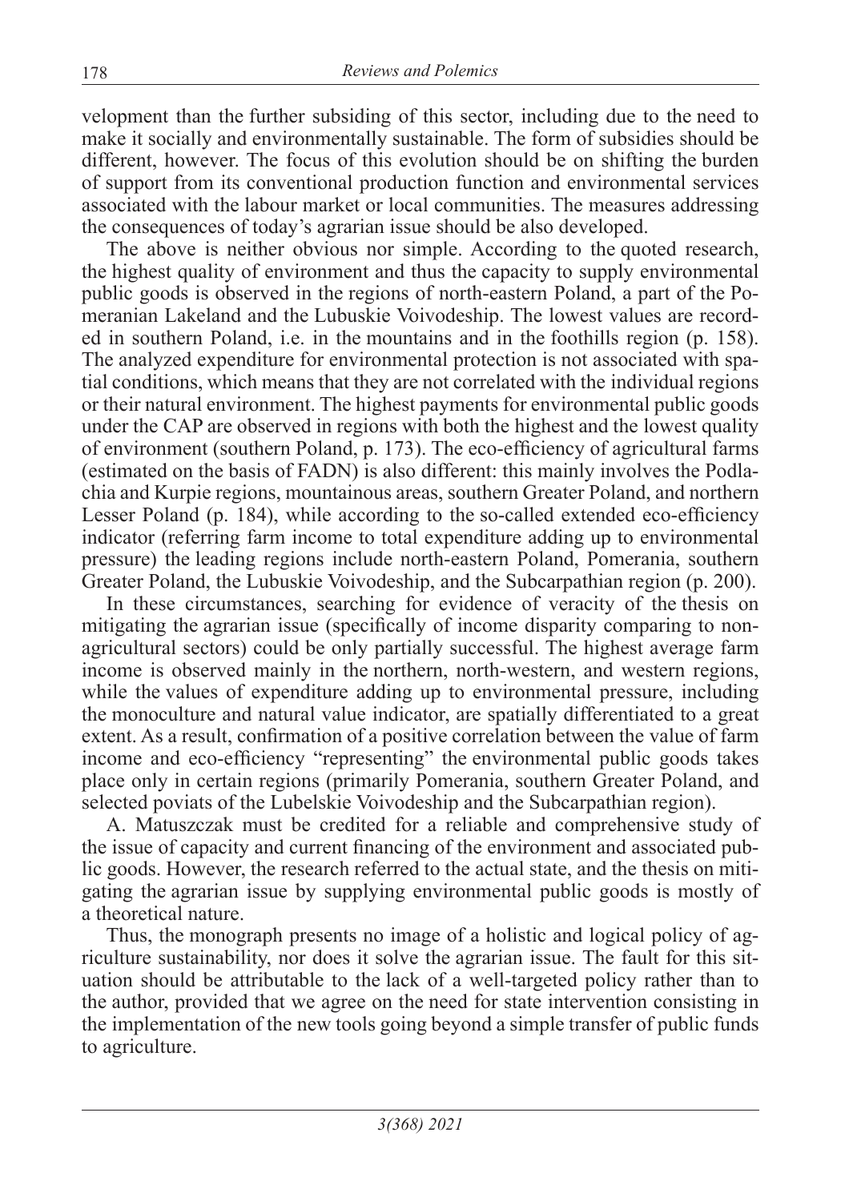velopment than the further subsiding of this sector, including due to the need to make it socially and environmentally sustainable. The form of subsidies should be different, however. The focus of this evolution should be on shifting the burden of support from its conventional production function and environmental services associated with the labour market or local communities. The measures addressing the consequences of today's agrarian issue should be also developed.

The above is neither obvious nor simple. According to the quoted research, the highest quality of environment and thus the capacity to supply environmental public goods is observed in the regions of north-eastern Poland, a part of the Pomeranian Lakeland and the Lubuskie Voivodeship. The lowest values are recorded in southern Poland, i.e. in the mountains and in the foothills region (p. 158). The analyzed expenditure for environmental protection is not associated with spatial conditions, which means that they are not correlated with the individual regions or their natural environment. The highest payments for environmental public goods under the CAP are observed in regions with both the highest and the lowest quality of environment (southern Poland, p. 173). The eco-efficiency of agricultural farms (estimated on the basis of FADN) is also different: this mainly involves the Podlachia and Kurpie regions, mountainous areas, southern Greater Poland, and northern Lesser Poland (p. 184), while according to the so-called extended eco-efficiency indicator (referring farm income to total expenditure adding up to environmental pressure) the leading regions include north-eastern Poland, Pomerania, southern Greater Poland, the Lubuskie Voivodeship, and the Subcarpathian region (p. 200).

In these circumstances, searching for evidence of veracity of the thesis on mitigating the agrarian issue (specifically of income disparity comparing to non-agricultural sectors) could be only partially successful. The highest average farm income is observed mainly in the northern, north-western, and western regions, while the values of expenditure adding up to environmental pressure, including the monoculture and natural value indicator, are spatially differentiated to a great extent. As a result, confirmation of a positive correlation between the value of farm income and eco-efficiency "representing" the environmental public goods takes place only in certain regions (primarily Pomerania, southern Greater Poland, and selected poviats of the Lubelskie Voivodeship and the Subcarpathian region).

A. Matuszczak must be credited for a reliable and comprehensive study of the issue of capacity and current financing of the environment and associated public goods. However, the research referred to the actual state, and the thesis on mitigating the agrarian issue by supplying environmental public goods is mostly of a theoretical nature.

Thus, the monograph presents no image of a holistic and logical policy of agriculture sustainability, nor does it solve the agrarian issue. The fault for this situation should be attributable to the lack of a well-targeted policy rather than to the author, provided that we agree on the need for state intervention consisting in the implementation of the new tools going beyond a simple transfer of public funds to agriculture.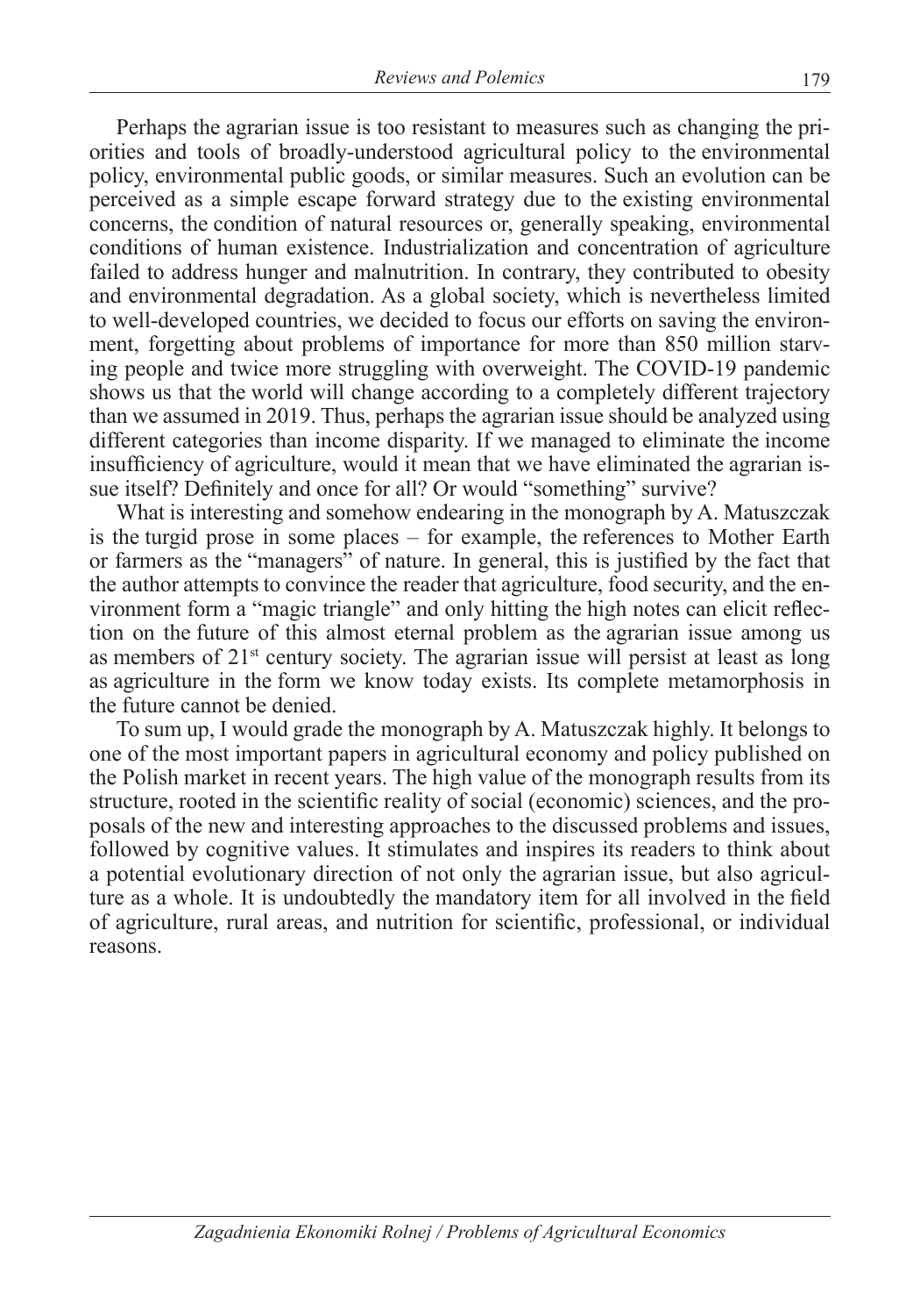Perhaps the agrarian issue is too resistant to measures such as changing the priorities and tools of broadly-understood agricultural policy to the environmental policy, environmental public goods, or similar measures. Such an evolution can be perceived as a simple escape forward strategy due to the existing environmental concerns, the condition of natural resources or, generally speaking, environmental conditions of human existence. Industrialization and concentration of agriculture failed to address hunger and malnutrition. In contrary, they contributed to obesity and environmental degradation. As a global society, which is nevertheless limited to well-developed countries, we decided to focus our efforts on saving the environment, forgetting about problems of importance for more than 850 million starving people and twice more struggling with overweight. The COVID-19 pandemic shows us that the world will change according to a completely different trajectory than we assumed in 2019. Thus, perhaps the agrarian issue should be analyzed using different categories than income disparity. If we managed to eliminate the income insufficiency of agriculture, would it mean that we have eliminated the agrarian issue itself? Definitely and once for all? Or would "something" survive?

What is interesting and somehow endearing in the monograph by A. Matuszczak is the turgid prose in some places – for example, the references to Mother Earth or farmers as the "managers" of nature. In general, this is justified by the fact that the author attempts to convince the reader that agriculture, food security, and the environment form a "magic triangle" and only hitting the high notes can elicit reflection on the future of this almost eternal problem as the agrarian issue among us as members of 21st century society. The agrarian issue will persist at least as long as agriculture in the form we know today exists. Its complete metamorphosis in the future cannot be denied.

To sum up, I would grade the monograph by A. Matuszczak highly. It belongs to one of the most important papers in agricultural economy and policy published on the Polish market in recent years. The high value of the monograph results from its structure, rooted in the scientific reality of social (economic) sciences, and the proposals of the new and interesting approaches to the discussed problems and issues, followed by cognitive values. It stimulates and inspires its readers to think about a potential evolutionary direction of not only the agrarian issue, but also agriculture as a whole. It is undoubtedly the mandatory item for all involved in the field of agriculture, rural areas, and nutrition for scientific, professional, or individual reasons.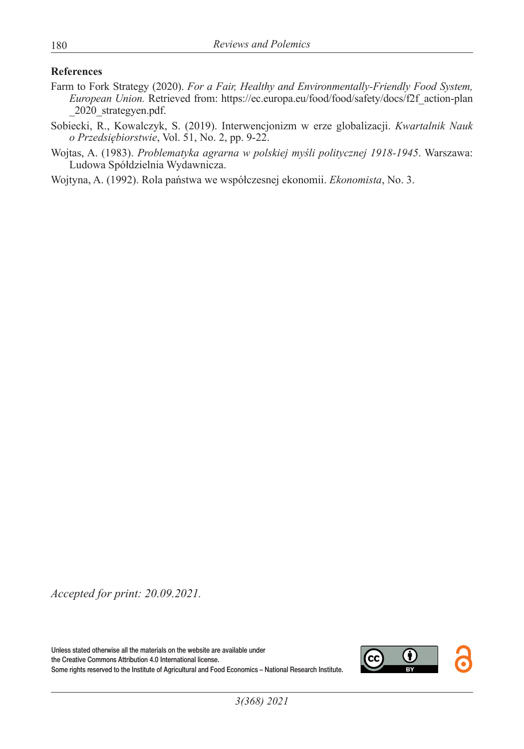**References**

Farm to Fork Strategy (2020). *For a Fair, Healthy and Environmentally-Friendly Food System, European Union.* Retrieved from: https://ec.europa.eu/food/food/safety/docs/f2f_action-plan_2020_strategyen.pdf.

Sobiecki, R., Kowalczyk, S. (2019). Interwencjonizm w erze globalizacji. *Kwartalnik Nauk o Przedsiębiorstwie*, Vol. 51, No. 2, pp. 9-22.

Wojtas, A. (1983). *Problematyka agrarna w polskiej myśli politycznej 1918-1945*. Warszawa: Ludowa Spółdzielnia Wydawnicza.

Wojtyna, A. (1992). Rola państwa we współczesnej ekonomii. *Ekonomista*, No. 3.

*Accepted for print: 20.09.2021.*

Unless stated otherwise all the materials on the website are available under the Creative Commons Attribution 4.0 International license.
Some rights reserved to the Institute of Agricultural and Food Economics – National Research Institute.